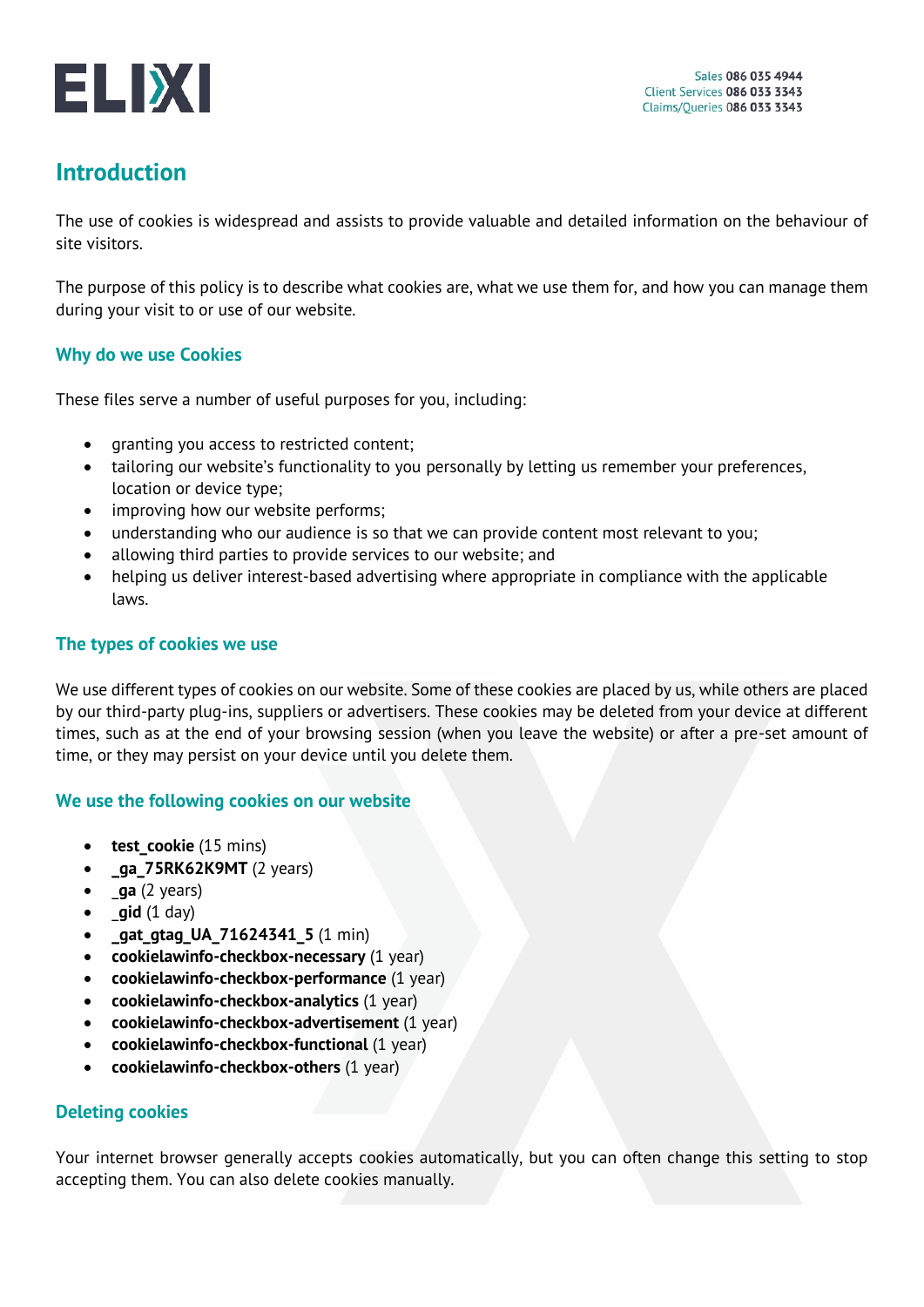ELIXI

Sales 086 035 4944
Client Services 086 033 3343
Claims/Queries 086 033 3343

## Introduction

The use of cookies is widespread and assists to provide valuable and detailed information on the behaviour of site visitors.

The purpose of this policy is to describe what cookies are, what we use them for, and how you can manage them during your visit to or use of our website.

### Why do we use Cookies

These files serve a number of useful purposes for you, including:

- granting you access to restricted content;
- tailoring our website's functionality to you personally by letting us remember your preferences, location or device type;
- improving how our website performs;
- understanding who our audience is so that we can provide content most relevant to you;
- allowing third parties to provide services to our website; and
- helping us deliver interest-based advertising where appropriate in compliance with the applicable laws.

### The types of cookies we use

We use different types of cookies on our website. Some of these cookies are placed by us, while others are placed by our third-party plug-ins, suppliers or advertisers. These cookies may be deleted from your device at different times, such as at the end of your browsing session (when you leave the website) or after a pre-set amount of time, or they may persist on your device until you delete them.

### We use the following cookies on our website

- **test_cookie** (15 mins)
- **_ga_75RK62K9MT** (2 years)
- **_ga** (2 years)
- **_gid** (1 day)
- **_gat_gtag_UA_71624341_5** (1 min)
- **cookielawinfo-checkbox-necessary** (1 year)
- **cookielawinfo-checkbox-performance** (1 year)
- **cookielawinfo-checkbox-analytics** (1 year)
- **cookielawinfo-checkbox-advertisement** (1 year)
- **cookielawinfo-checkbox-functional** (1 year)
- **cookielawinfo-checkbox-others** (1 year)

### Deleting cookies

Your internet browser generally accepts cookies automatically, but you can often change this setting to stop accepting them. You can also delete cookies manually.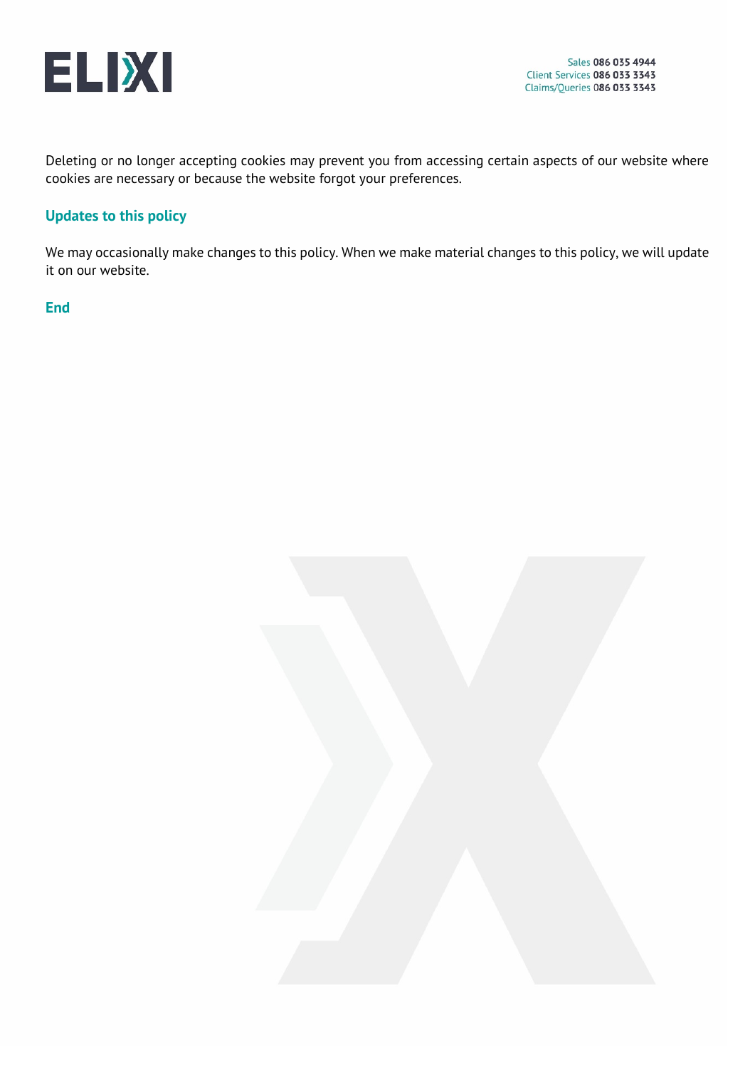Deleting or no longer accepting cookies may prevent you from accessing certain aspects of our website where cookies are necessary or because the website forgot your preferences.

## Updates to this policy

We may occasionally make changes to this policy. When we make material changes to this policy, we will update it on our website.

**End**